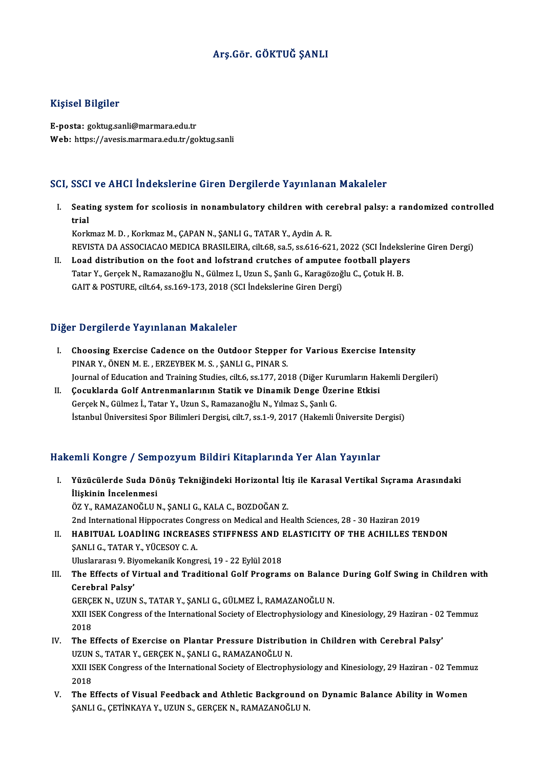# Arş.Gör. GÖKTUĞ ŞANLI

## Kişisel Bilgiler

**E-posta:** goktug.sanli@marmara.edu.tr
**Web:** https://avesis.marmara.edu.tr/goktug.sanli

## SCI, SSCI ve AHCI İndekslerine Giren Dergilerde Yayınlanan Makaleler

I. **Seating system for scoliosis in nonambulatory children with cerebral palsy: a randomized controlled trial**
Korkmaz M. D. , Korkmaz M., ÇAPAN N., ŞANLI G., TATAR Y., Aydin A. R.
REVISTA DA ASSOCIACAO MEDICA BRASILEIRA, cilt.68, sa.5, ss.616-621, 2022 (SCI İndekslerine Giren Dergi)

II. **Load distribution on the foot and lofstrand crutches of amputee football players**
Tatar Y., Gerçek N., Ramazanoğlu N., Gülmez I., Uzun S., Şanlı G., Karagözoğlu C., Çotuk H. B.
GAIT & POSTURE, cilt.64, ss.169-173, 2018 (SCI İndekslerine Giren Dergi)

## Diğer Dergilerde Yayınlanan Makaleler

I. **Choosing Exercise Cadence on the Outdoor Stepper for Various Exercise Intensity**
PINAR Y., ÖNEN M. E. , ERZEYBEK M. S. , ŞANLI G., PINAR S.
Journal of Education and Training Studies, cilt.6, ss.177, 2018 (Diğer Kurumların Hakemli Dergileri)

II. **Çocuklarda Golf Antrenmanlarının Statik ve Dinamik Denge Üzerine Etkisi**
Gerçek N., Gülmez İ., Tatar Y., Uzun S., Ramazanoğlu N., Yılmaz S., Şanlı G.
İstanbul Üniversitesi Spor Bilimleri Dergisi, cilt.7, ss.1-9, 2017 (Hakemli Üniversite Dergisi)

## Hakemli Kongre / Sempozyum Bildiri Kitaplarında Yer Alan Yayınlar

I. **Yüzücülerde Suda Dönüş Tekniğindeki Horizontal İtiş ile Karasal Vertikal Sıçrama Arasındaki İlişkinin İncelenmesi**
ÖZ Y., RAMAZANOĞLU N., ŞANLI G., KALA C., BOZDOĞAN Z.
2nd International Hippocrates Congress on Medical and Health Sciences, 28 - 30 Haziran 2019

II. **HABITUAL LOADİING INCREASES STIFFNESS AND ELASTICITY OF THE ACHILLES TENDON**
ŞANLI G., TATAR Y., YÜCESOY C. A.
Uluslararası 9. Biyomekanik Kongresi, 19 - 22 Eylül 2018

III. **The Effects of Virtual and Traditional Golf Programs on Balance During Golf Swing in Children with Cerebral Palsy'**
GERÇEK N., UZUN S., TATAR Y., ŞANLI G., GÜLMEZ İ., RAMAZANOĞLU N.
XXII ISEK Congress of the International Society of Electrophysiology and Kinesiology, 29 Haziran - 02 Temmuz 2018

IV. **The Effects of Exercise on Plantar Pressure Distribution in Children with Cerebral Palsy'**
UZUN S., TATAR Y., GERÇEK N., ŞANLI G., RAMAZANOĞLU N.
XXII ISEK Congress of the International Society of Electrophysiology and Kinesiology, 29 Haziran - 02 Temmuz 2018

V. **The Effects of Visual Feedback and Athletic Background on Dynamic Balance Ability in Women**
ŞANLI G., ÇETİNKAYA Y., UZUN S., GERÇEK N., RAMAZANOĞLU N.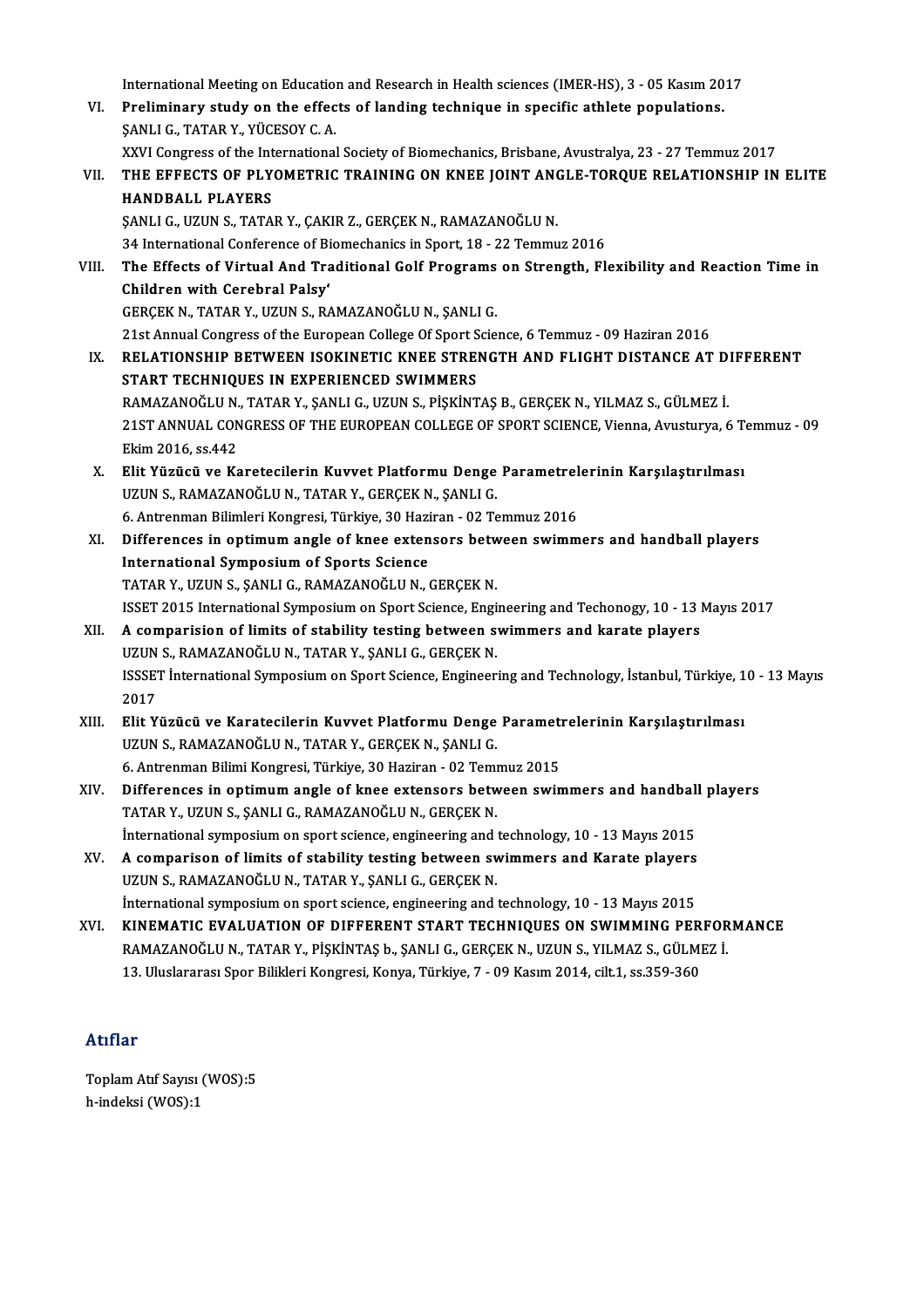International Meeting on Education and Research in Health sciences (IMER-HS), 3 - 05 Kasım 2017

VI. **Preliminary study on the effects of landing technique in specific athlete populations.**
ŞANLI G., TATAR Y., YÜCESOY C. A.
XXVI Congress of the International Society of Biomechanics, Brisbane, Avustralya, 23 - 27 Temmuz 2017

VII. **THE EFFECTS OF PLYOMETRIC TRAINING ON KNEE JOINT ANGLE-TORQUE RELATIONSHIP IN ELITE HANDBALL PLAYERS**
ŞANLI G., UZUN S., TATAR Y., ÇAKIR Z., GERÇEK N., RAMAZANOĞLU N.
34 International Conference of Biomechanics in Sport, 18 - 22 Temmuz 2016

VIII. **The Effects of Virtual And Traditional Golf Programs on Strength, Flexibility and Reaction Time in Children with Cerebral Palsy'**
GERÇEK N., TATAR Y., UZUN S., RAMAZANOĞLU N., ŞANLI G.
21st Annual Congress of the European College Of Sport Science, 6 Temmuz - 09 Haziran 2016

IX. **RELATIONSHIP BETWEEN ISOKINETIC KNEE STRENGTH AND FLIGHT DISTANCE AT DIFFERENT START TECHNIQUES IN EXPERIENCED SWIMMERS**
RAMAZANOĞLU N., TATAR Y., ŞANLI G., UZUN S., PİŞKİNTAŞ B., GERÇEK N., YILMAZ S., GÜLMEZ İ.
21ST ANNUAL CONGRESS OF THE EUROPEAN COLLEGE OF SPORT SCIENCE, Vienna, Avusturya, 6 Temmuz - 09 Ekim 2016, ss.442

X. **Elit Yüzücü ve Karetecilerin Kuvvet Platformu Denge Parametrelerinin Karşılaştırılması**
UZUN S., RAMAZANOĞLU N., TATAR Y., GERÇEK N., ŞANLI G.
6. Antrenman Bilimleri Kongresi, Türkiye, 30 Haziran - 02 Temmuz 2016

XI. **Differences in optimum angle of knee extensors between swimmers and handball players International Symposium of Sports Science**
TATAR Y., UZUN S., ŞANLI G., RAMAZANOĞLU N., GERÇEK N.
ISSET 2015 International Symposium on Sport Science, Engineering and Techonogy, 10 - 13 Mayıs 2017

XII. **A comparision of limits of stability testing between swimmers and karate players**
UZUN S., RAMAZANOĞLU N., TATAR Y., ŞANLI G., GERÇEK N.
ISSSET İnternational Symposium on Sport Science, Engineering and Technology, İstanbul, Türkiye, 10 - 13 Mayıs 2017

XIII. **Elit Yüzücü ve Karatecilerin Kuvvet Platformu Denge Parametrelerinin Karşılaştırılması**
UZUN S., RAMAZANOĞLU N., TATAR Y., GERÇEK N., ŞANLI G.
6. Antrenman Bilimi Kongresi, Türkiye, 30 Haziran - 02 Temmuz 2015

XIV. **Differences in optimum angle of knee extensors between swimmers and handball players**
TATAR Y., UZUN S., ŞANLI G., RAMAZANOĞLU N., GERÇEK N.
İnternational symposium on sport science, engineering and technology, 10 - 13 Mayıs 2015

XV. **A comparison of limits of stability testing between swimmers and Karate players**
UZUN S., RAMAZANOĞLU N., TATAR Y., ŞANLI G., GERÇEK N.
İnternational symposium on sport science, engineering and technology, 10 - 13 Mayıs 2015

XVI. **KINEMATIC EVALUATION OF DIFFERENT START TECHNIQUES ON SWIMMING PERFORMANCE**
RAMAZANOĞLU N., TATAR Y., PİŞKİNTAŞ b., ŞANLI G., GERÇEK N., UZUN S., YILMAZ S., GÜLMEZ İ.
13. Uluslararası Spor Bilikleri Kongresi, Konya, Türkiye, 7 - 09 Kasım 2014, cilt.1, ss.359-360

## Atıflar

Toplam Atıf Sayısı (WOS):5
h-indeksi (WOS):1